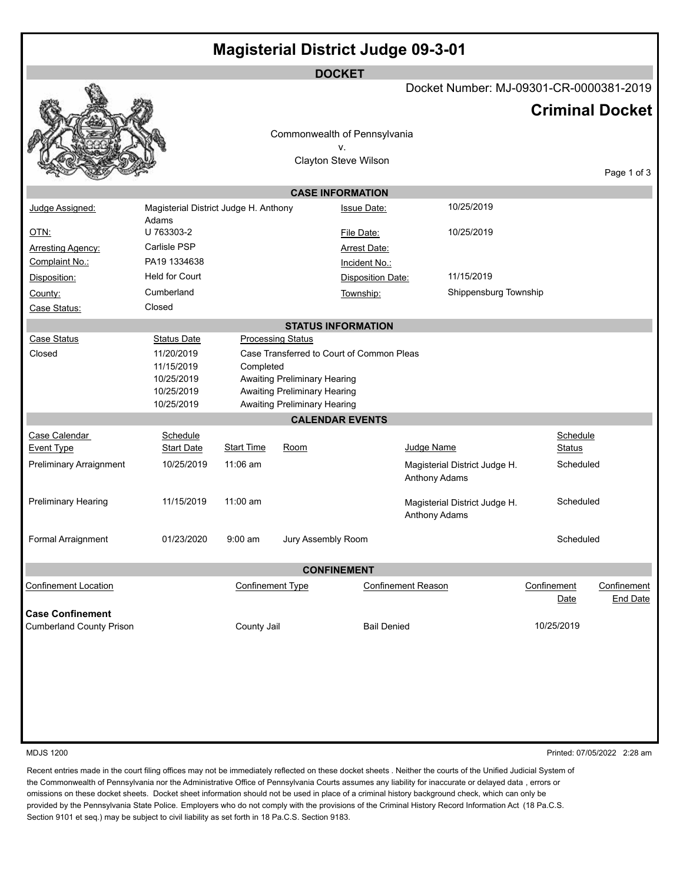# Magisterial District Judge 09-3-01

## DOCKET

Docket Number: MJ-09301-CR-0000381-2019

## Criminal Docket

Commonwealth of Pennsylvania
v.
Clayton Steve Wilson

### CASE INFORMATION

| | | | |
|---|---|---|---|
| Judge Assigned: | Magisterial District Judge H. Anthony Adams | Issue Date: | 10/25/2019 |
| OTN: | U 763303-2 | File Date: | 10/25/2019 |
| Arresting Agency: | Carlisle PSP | Arrest Date: | |
| Complaint No.: | PA19 1334638 | Incident No.: | |
| Disposition: | Held for Court | Disposition Date: | 11/15/2019 |
| County: | Cumberland | Township: | Shippensburg Township |
| Case Status: | Closed | | |

### STATUS INFORMATION

| Case Status | Status Date | Processing Status |
|---|---|---|
| Closed | 11/20/2019 | Case Transferred to Court of Common Pleas |
| | 11/15/2019 | Completed |
| | 10/25/2019 | Awaiting Preliminary Hearing |
| | 10/25/2019 | Awaiting Preliminary Hearing |
| | 10/25/2019 | Awaiting Preliminary Hearing |

### CALENDAR EVENTS

| Case Calendar Event Type | Schedule Start Date | Start Time | Room | Judge Name | Schedule Status |
|---|---|---|---|---|---|
| Preliminary Arraignment | 10/25/2019 | 11:06 am | | Magisterial District Judge H. Anthony Adams | Scheduled |
| Preliminary Hearing | 11/15/2019 | 11:00 am | | Magisterial District Judge H. Anthony Adams | Scheduled |
| Formal Arraignment | 01/23/2020 | 9:00 am | Jury Assembly Room | | Scheduled |

### CONFINEMENT

| Confinement Location | Confinement Type | Confinement Reason | Confinement Date | Confinement End Date |
|---|---|---|---|---|
| **Case Confinement** | | | | |
| Cumberland County Prison | County Jail | Bail Denied | 10/25/2019 | |

MDJS 1200

Printed: 07/05/2022 2:28 am

Recent entries made in the court filing offices may not be immediately reflected on these docket sheets . Neither the courts of the Unified Judicial System of the Commonwealth of Pennsylvania nor the Administrative Office of Pennsylvania Courts assumes any liability for inaccurate or delayed data , errors or omissions on these docket sheets. Docket sheet information should not be used in place of a criminal history background check, which can only be provided by the Pennsylvania State Police. Employers who do not comply with the provisions of the Criminal History Record Information Act (18 Pa.C.S. Section 9101 et seq.) may be subject to civil liability as set forth in 18 Pa.C.S. Section 9183.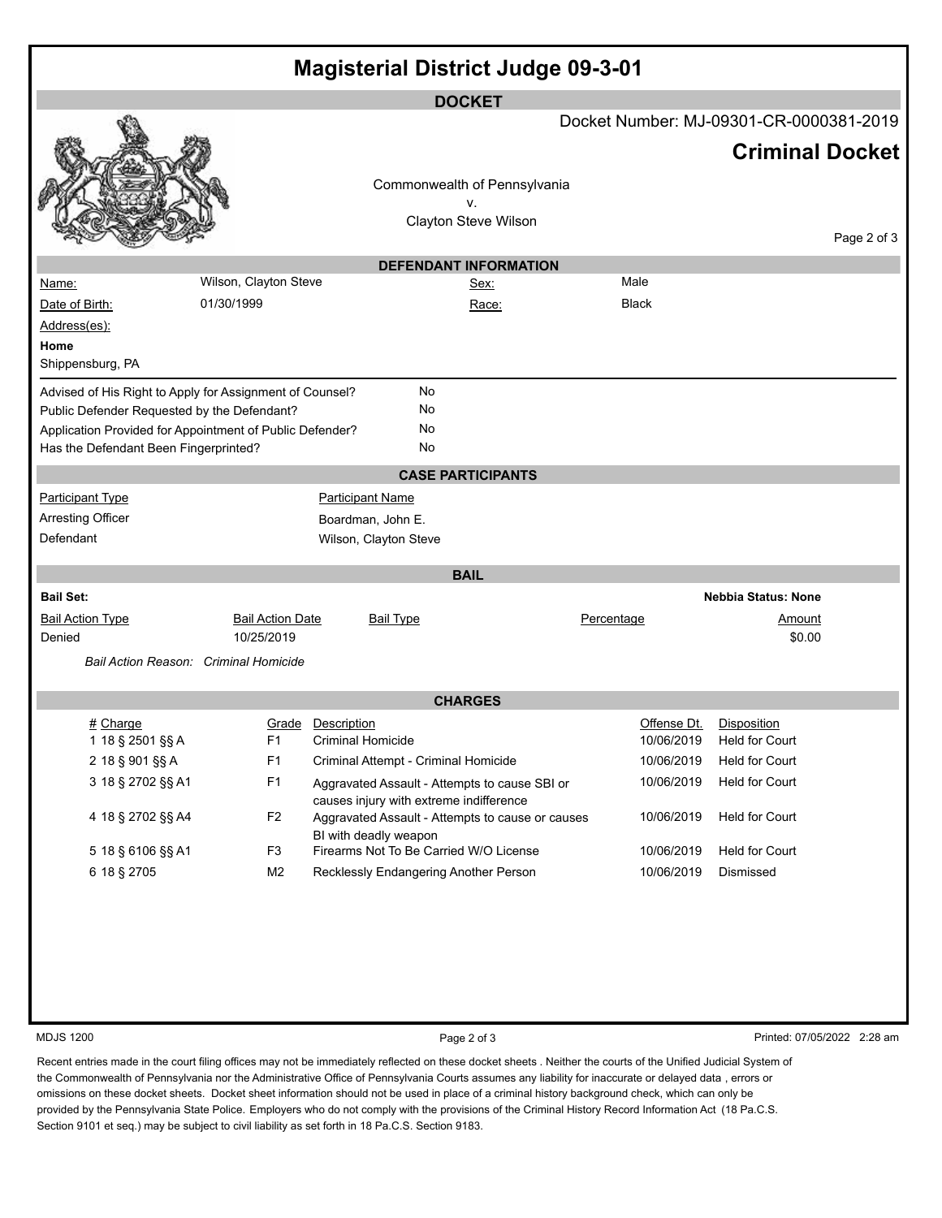# Magisterial District Judge 09-3-01

## DOCKET

Docket Number: MJ-09301-CR-0000381-2019

**Criminal Docket**

Commonwealth of Pennsylvania
v.
Clayton Steve Wilson

### DEFENDANT INFORMATION

| | | | |
|---|---|---|---|
| Name: | Wilson, Clayton Steve | Sex: | Male |
| Date of Birth: | 01/30/1999 | Race: | Black |

Address(es):

**Home**
Shippensburg, PA

| | |
|---|---|
| Advised of His Right to Apply for Assignment of Counsel? | No |
| Public Defender Requested by the Defendant? | No |
| Application Provided for Appointment of Public Defender? | No |
| Has the Defendant Been Fingerprinted? | No |

### CASE PARTICIPANTS

| Participant Type | Participant Name |
|---|---|
| Arresting Officer | Boardman, John E. |
| Defendant | Wilson, Clayton Steve |

### BAIL

**Bail Set:** **Nebbia Status: None**

| Bail Action Type | Bail Action Date | Bail Type | Percentage | Amount |
|---|---|---|---|---|
| Denied | 10/25/2019 | | | $0.00 |

*Bail Action Reason: Criminal Homicide*

### CHARGES

| # | Charge | Grade | Description | Offense Dt. | Disposition |
|---|---|---|---|---|---|
| 1 | 18 § 2501 §§ A | F1 | Criminal Homicide | 10/06/2019 | Held for Court |
| 2 | 18 § 901 §§ A | F1 | Criminal Attempt - Criminal Homicide | 10/06/2019 | Held for Court |
| 3 | 18 § 2702 §§ A1 | F1 | Aggravated Assault - Attempts to cause SBI or causes injury with extreme indifference | 10/06/2019 | Held for Court |
| 4 | 18 § 2702 §§ A4 | F2 | Aggravated Assault - Attempts to cause or causes BI with deadly weapon | 10/06/2019 | Held for Court |
| 5 | 18 § 6106 §§ A1 | F3 | Firearms Not To Be Carried W/O License | 10/06/2019 | Held for Court |
| 6 | 18 § 2705 | M2 | Recklessly Endangering Another Person | 10/06/2019 | Dismissed |

MDJS 1200 Printed: 07/05/2022 2:28 am

Recent entries made in the court filing offices may not be immediately reflected on these docket sheets . Neither the courts of the Unified Judicial System of the Commonwealth of Pennsylvania nor the Administrative Office of Pennsylvania Courts assumes any liability for inaccurate or delayed data , errors or omissions on these docket sheets. Docket sheet information should not be used in place of a criminal history background check, which can only be provided by the Pennsylvania State Police. Employers who do not comply with the provisions of the Criminal History Record Information Act (18 Pa.C.S. Section 9101 et seq.) may be subject to civil liability as set forth in 18 Pa.C.S. Section 9183.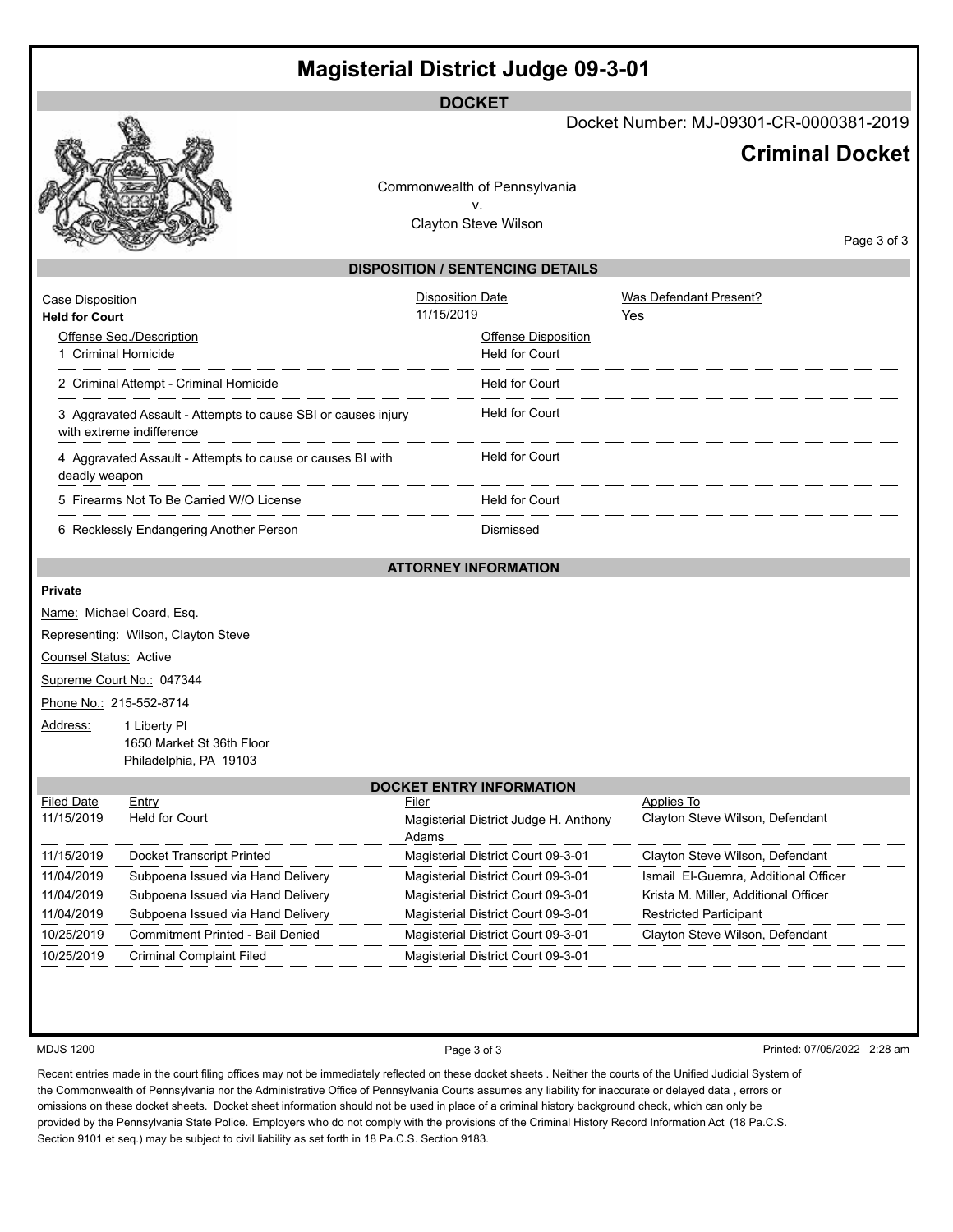# Magisterial District Judge 09-3-01

## DOCKET

Docket Number: MJ-09301-CR-0000381-2019

## Criminal Docket

Commonwealth of Pennsylvania
v.
Clayton Steve Wilson

### DISPOSITION / SENTENCING DETAILS

| Case Disposition | Disposition Date | Was Defendant Present? |
|---|---|---|
| **Held for Court** | 11/15/2019 | Yes |

| Offense Seq./Description | Offense Disposition |
|---|---|
| 1 Criminal Homicide | Held for Court |
| 2 Criminal Attempt - Criminal Homicide | Held for Court |
| 3 Aggravated Assault - Attempts to cause SBI or causes injury with extreme indifference | Held for Court |
| 4 Aggravated Assault - Attempts to cause or causes BI with deadly weapon | Held for Court |
| 5 Firearms Not To Be Carried W/O License | Held for Court |
| 6 Recklessly Endangering Another Person | Dismissed |

### ATTORNEY INFORMATION

**Private**

Name: Michael Coard, Esq.

Representing: Wilson, Clayton Steve

Counsel Status: Active

Supreme Court No.: 047344

Phone No.: 215-552-8714

Address: 1 Liberty Pl
1650 Market St 36th Floor
Philadelphia, PA 19103

### DOCKET ENTRY INFORMATION

| Filed Date | Entry | Filer | Applies To |
|---|---|---|---|
| 11/15/2019 | Held for Court | Magisterial District Judge H. Anthony Adams | Clayton Steve Wilson, Defendant |
| 11/15/2019 | Docket Transcript Printed | Magisterial District Court 09-3-01 | Clayton Steve Wilson, Defendant |
| 11/04/2019 | Subpoena Issued via Hand Delivery | Magisterial District Court 09-3-01 | Ismail El-Guemra, Additional Officer |
| 11/04/2019 | Subpoena Issued via Hand Delivery | Magisterial District Court 09-3-01 | Krista M. Miller, Additional Officer |
| 11/04/2019 | Subpoena Issued via Hand Delivery | Magisterial District Court 09-3-01 | Restricted Participant |
| 10/25/2019 | Commitment Printed - Bail Denied | Magisterial District Court 09-3-01 | Clayton Steve Wilson, Defendant |
| 10/25/2019 | Criminal Complaint Filed | Magisterial District Court 09-3-01 | |

MDJS 1200

Printed: 07/05/2022 2:28 am

Recent entries made in the court filing offices may not be immediately reflected on these docket sheets . Neither the courts of the Unified Judicial System of the Commonwealth of Pennsylvania nor the Administrative Office of Pennsylvania Courts assumes any liability for inaccurate or delayed data , errors or omissions on these docket sheets. Docket sheet information should not be used in place of a criminal history background check, which can only be provided by the Pennsylvania State Police. Employers who do not comply with the provisions of the Criminal History Record Information Act (18 Pa.C.S. Section 9101 et seq.) may be subject to civil liability as set forth in 18 Pa.C.S. Section 9183.